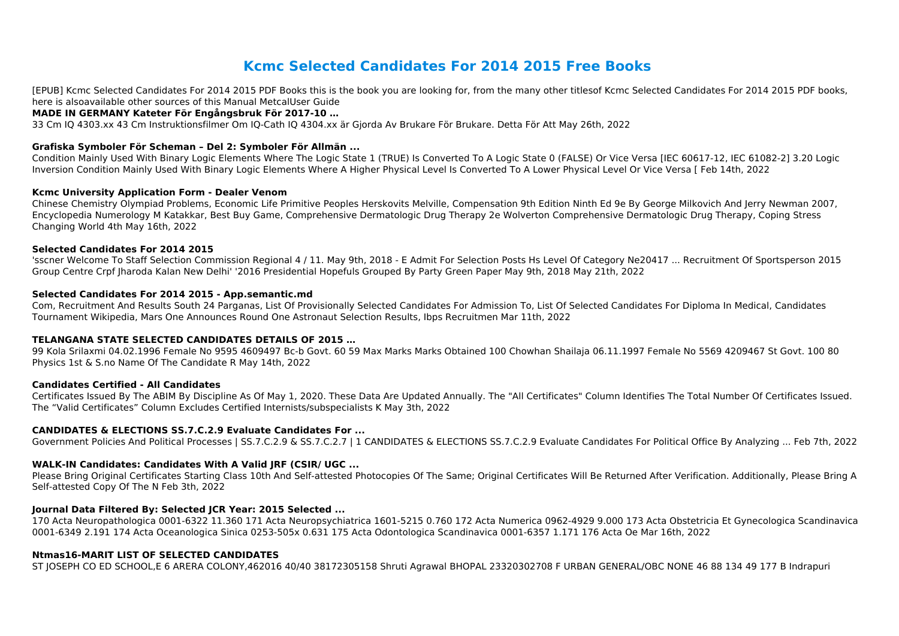# Kcmc Selected Candidates For 2014 2015 Free Books

[EPUB] Kcmc Selected Candidates For 2014 2015 PDF Books this is the book you are looking for, from the many other titlesof Kcmc Selected Candidates For 2014 2015 PDF books, here is alsoavailable other sources of this Manual MetcalUser Guide

### MADE IN GERMANY Kateter För Engångsbruk För 2017-10 …

33 Cm IQ 4303.xx 43 Cm Instruktionsfilmer Om IQ-Cath IQ 4304.xx är Gjorda Av Brukare För Brukare. Detta För Att May 26th, 2022

### Grafiska Symboler För Scheman – Del 2: Symboler För Allmän ...

Condition Mainly Used With Binary Logic Elements Where The Logic State 1 (TRUE) Is Converted To A Logic State 0 (FALSE) Or Vice Versa [IEC 60617-12, IEC 61082-2] 3.20 Logic Inversion Condition Mainly Used With Binary Logic Elements Where A Higher Physical Level Is Converted To A Lower Physical Level Or Vice Versa [ Feb 14th, 2022

### Kcmc University Application Form - Dealer Venom

Chinese Chemistry Olympiad Problems, Economic Life Primitive Peoples Herskovits Melville, Compensation 9th Edition Ninth Ed 9e By George Milkovich And Jerry Newman 2007, Encyclopedia Numerology M Katakkar, Best Buy Game, Comprehensive Dermatologic Drug Therapy 2e Wolverton Comprehensive Dermatologic Drug Therapy, Coping Stress Changing World 4th May 16th, 2022

### Selected Candidates For 2014 2015

'sscner Welcome To Staff Selection Commission Regional 4 / 11. May 9th, 2018 - E Admit For Selection Posts Hs Level Of Category Ne20417 ... Recruitment Of Sportsperson 2015 Group Centre Crpf Jharoda Kalan New Delhi' '2016 Presidential Hopefuls Grouped By Party Green Paper May 9th, 2018 May 21th, 2022

### Selected Candidates For 2014 2015 - App.semantic.md

Com, Recruitment And Results South 24 Parganas, List Of Provisionally Selected Candidates For Admission To, List Of Selected Candidates For Diploma In Medical, Candidates Tournament Wikipedia, Mars One Announces Round One Astronaut Selection Results, Ibps Recruitmen Mar 11th, 2022

### TELANGANA STATE SELECTED CANDIDATES DETAILS OF 2015 …

99 Kola Srilaxmi 04.02.1996 Female No 9595 4609497 Bc-b Govt. 60 59 Max Marks Marks Obtained 100 Chowhan Shailaja 06.11.1997 Female No 5569 4209467 St Govt. 100 80 Physics 1st & S.no Name Of The Candidate R May 14th, 2022

### Candidates Certified - All Candidates

Certificates Issued By The ABIM By Discipline As Of May 1, 2020. These Data Are Updated Annually. The "All Certificates" Column Identifies The Total Number Of Certificates Issued. The "Valid Certificates" Column Excludes Certified Internists/subspecialists K May 3th, 2022

### CANDIDATES & ELECTIONS SS.7.C.2.9 Evaluate Candidates For ...

Government Policies And Political Processes | SS.7.C.2.9 & SS.7.C.2.7 | 1 CANDIDATES & ELECTIONS SS.7.C.2.9 Evaluate Candidates For Political Office By Analyzing ... Feb 7th, 2022

### WALK-IN Candidates: Candidates With A Valid JRF (CSIR/ UGC ...

Please Bring Original Certificates Starting Class 10th And Self-attested Photocopies Of The Same; Original Certificates Will Be Returned After Verification. Additionally, Please Bring A Self-attested Copy Of The N Feb 3th, 2022

### Journal Data Filtered By: Selected JCR Year: 2015 Selected ...

170 Acta Neuropathologica 0001-6322 11.360 171 Acta Neuropsychiatrica 1601-5215 0.760 172 Acta Numerica 0962-4929 9.000 173 Acta Obstetricia Et Gynecologica Scandinavica 0001-6349 2.191 174 Acta Oceanologica Sinica 0253-505x 0.631 175 Acta Odontologica Scandinavica 0001-6357 1.171 176 Acta Oe Mar 16th, 2022

### Ntmas16-MARIT LIST OF SELECTED CANDIDATES

ST JOSEPH CO ED SCHOOL,E 6 ARERA COLONY,462016 40/40 38172305158 Shruti Agrawal BHOPAL 23320302708 F URBAN GENERAL/OBC NONE 46 88 134 49 177 B Indrapuri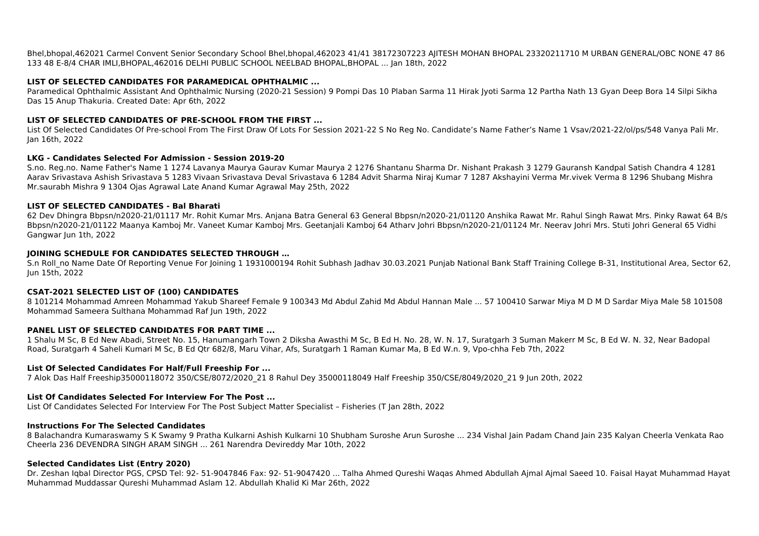Bhel,bhopal,462021 Carmel Convent Senior Secondary School Bhel,bhopal,462023 41/41 38172307223 AJITESH MOHAN BHOPAL 23320211710 M URBAN GENERAL/OBC NONE 47 86 133 48 E-8/4 CHAR IMLI,BHOPAL,462016 DELHI PUBLIC SCHOOL NEELBAD BHOPAL,BHOPAL ... Jan 18th, 2022

### LIST OF SELECTED CANDIDATES FOR PARAMEDICAL OPHTHALMIC ...

Paramedical Ophthalmic Assistant And Ophthalmic Nursing (2020-21 Session) 9 Pompi Das 10 Plaban Sarma 11 Hirak Jyoti Sarma 12 Partha Nath 13 Gyan Deep Bora 14 Silpi Sikha Das 15 Anup Thakuria. Created Date: Apr 6th, 2022

### LIST OF SELECTED CANDIDATES OF PRE-SCHOOL FROM THE FIRST ...

List Of Selected Candidates Of Pre-school From The First Draw Of Lots For Session 2021-22 S No Reg No. Candidate's Name Father's Name 1 Vsav/2021-22/ol/ps/548 Vanya Pali Mr. Jan 16th, 2022

### LKG - Candidates Selected For Admission - Session 2019-20

S.no. Reg.no. Name Father's Name 1 1274 Lavanya Maurya Gaurav Kumar Maurya 2 1276 Shantanu Sharma Dr. Nishant Prakash 3 1279 Gauransh Kandpal Satish Chandra 4 1281 Aarav Srivastava Ashish Srivastava 5 1283 Vivaan Srivastava Deval Srivastava 6 1284 Advit Sharma Niraj Kumar 7 1287 Akshayini Verma Mr.vivek Verma 8 1296 Shubang Mishra Mr.saurabh Mishra 9 1304 Ojas Agrawal Late Anand Kumar Agrawal May 25th, 2022

### LIST OF SELECTED CANDIDATES - Bal Bharati

62 Dev Dhingra Bbpsn/n2020-21/01117 Mr. Rohit Kumar Mrs. Anjana Batra General 63 General Bbpsn/n2020-21/01120 Anshika Rawat Mr. Rahul Singh Rawat Mrs. Pinky Rawat 64 B/s Bbpsn/n2020-21/01122 Maanya Kamboj Mr. Vaneet Kumar Kamboj Mrs. Geetanjali Kamboj 64 Atharv Johri Bbpsn/n2020-21/01124 Mr. Neerav Johri Mrs. Stuti Johri General 65 Vidhi Gangwar Jun 1th, 2022

### JOINING SCHEDULE FOR CANDIDATES SELECTED THROUGH …

S.n Roll_no Name Date Of Reporting Venue For Joining 1 1931000194 Rohit Subhash Jadhav 30.03.2021 Punjab National Bank Staff Training College B-31, Institutional Area, Sector 62, Jun 15th, 2022

### CSAT-2021 SELECTED LIST OF (100) CANDIDATES

8 101214 Mohammad Amreen Mohammad Yakub Shareef Female 9 100343 Md Abdul Zahid Md Abdul Hannan Male ... 57 100410 Sarwar Miya M D M D Sardar Miya Male 58 101508 Mohammad Sameera Sulthana Mohammad Raf Jun 19th, 2022

### PANEL LIST OF SELECTED CANDIDATES FOR PART TIME ...

1 Shalu M Sc, B Ed New Abadi, Street No. 15, Hanumangarh Town 2 Diksha Awasthi M Sc, B Ed H. No. 28, W. N. 17, Suratgarh 3 Suman Makerr M Sc, B Ed W. N. 32, Near Badopal Road, Suratgarh 4 Saheli Kumari M Sc, B Ed Qtr 682/8, Maru Vihar, Afs, Suratgarh 1 Raman Kumar Ma, B Ed W.n. 9, Vpo-chha Feb 7th, 2022

### List Of Selected Candidates For Half/Full Freeship For ...

7 Alok Das Half Freeship35000118072 350/CSE/8072/2020_21 8 Rahul Dey 35000118049 Half Freeship 350/CSE/8049/2020_21 9 Jun 20th, 2022

### List Of Candidates Selected For Interview For The Post ...

List Of Candidates Selected For Interview For The Post Subject Matter Specialist – Fisheries (T Jan 28th, 2022

### Instructions For The Selected Candidates

8 Balachandra Kumaraswamy S K Swamy 9 Pratha Kulkarni Ashish Kulkarni 10 Shubham Suroshe Arun Suroshe ... 234 Vishal Jain Padam Chand Jain 235 Kalyan Cheerla Venkata Rao Cheerla 236 DEVENDRA SINGH ARAM SINGH ... 261 Narendra Devireddy Mar 10th, 2022

### Selected Candidates List (Entry 2020)

Dr. Zeshan Iqbal Director PGS, CPSD Tel: 92- 51-9047846 Fax: 92- 51-9047420 ... Talha Ahmed Qureshi Waqas Ahmed Abdullah Ajmal Ajmal Saeed 10. Faisal Hayat Muhammad Hayat Muhammad Muddassar Qureshi Muhammad Aslam 12. Abdullah Khalid Ki Mar 26th, 2022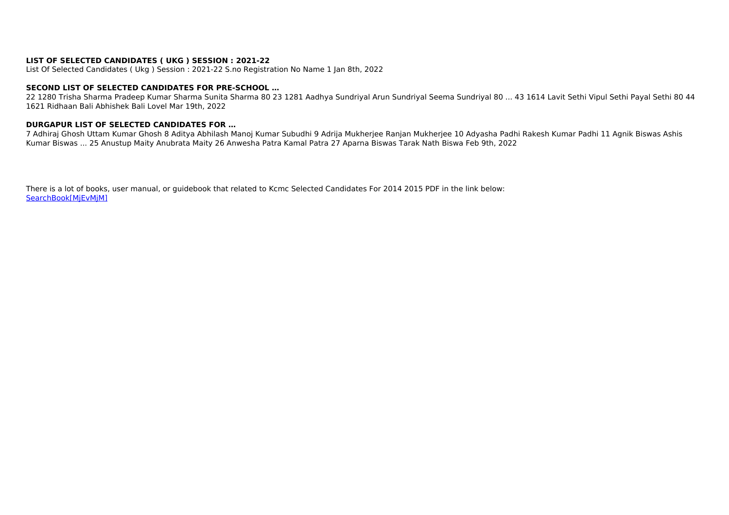**LIST OF SELECTED CANDIDATES ( UKG ) SESSION : 2021-22**

List Of Selected Candidates ( Ukg ) Session : 2021-22 S.no Registration No Name 1 Jan 8th, 2022

**SECOND LIST OF SELECTED CANDIDATES FOR PRE-SCHOOL …**

22 1280 Trisha Sharma Pradeep Kumar Sharma Sunita Sharma 80 23 1281 Aadhya Sundriyal Arun Sundriyal Seema Sundriyal 80 ... 43 1614 Lavit Sethi Vipul Sethi Payal Sethi 80 44 1621 Ridhaan Bali Abhishek Bali Lovel Mar 19th, 2022

**DURGAPUR LIST OF SELECTED CANDIDATES FOR …**

7 Adhiraj Ghosh Uttam Kumar Ghosh 8 Aditya Abhilash Manoj Kumar Subudhi 9 Adrija Mukherjee Ranjan Mukherjee 10 Adyasha Padhi Rakesh Kumar Padhi 11 Agnik Biswas Ashis Kumar Biswas ... 25 Anustup Maity Anubrata Maity 26 Anwesha Patra Kamal Patra 27 Aparna Biswas Tarak Nath Biswa Feb 9th, 2022

There is a lot of books, user manual, or guidebook that related to Kcmc Selected Candidates For 2014 2015 PDF in the link below:
[SearchBook[MjEvMjM]]